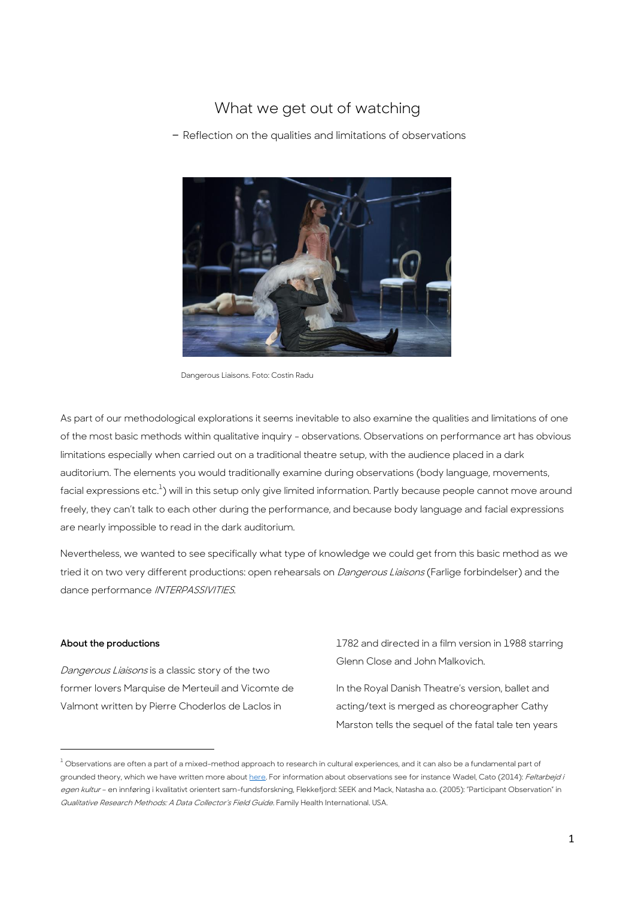# What we get out of watching

– Reflection on the qualities and limitations of observations

Dangerous Liaisons. Foto: Costin Radu

As part of our methodological explorations it seems inevitable to also examine the qualities and limitations of one of the most basic methods within qualitative inquiry - observations. Observations on performance art has obvious limitations especially when carried out on a traditional theatre setup, with the audience placed in a dark auditorium. The elements you would traditionally examine during observations (body language, movements, facial expressions etc.[1]) will in this setup only give limited information. Partly because people cannot move around freely, they can't talk to each other during the performance, and because body language and facial expressions are nearly impossible to read in the dark auditorium.

Nevertheless, we wanted to see specifically what type of knowledge we could get from this basic method as we tried it on two very different productions: open rehearsals on *Dangerous Liaisons* (Farlige forbindelser) and the dance performance *INTERPASSIVITIES*.

**About the productions**

*Dangerous Liaisons* is a classic story of the two former lovers Marquise de Merteuil and Vicomte de Valmont written by Pierre Choderlos de Laclos in 1782 and directed in a film version in 1988 starring Glenn Close and John Malkovich.

In the Royal Danish Theatre's version, ballet and acting/text is merged as choreographer Cathy Marston tells the sequel of the fatal tale ten years

[1] Observations are often a part of a mixed-method approach to research in cultural experiences, and it can also be a fundamental part of grounded theory, which we have written more about here. For information about observations see for instance Wadel, Cato (2014): *Feltarbejd i egen kultur* – en innføring i kvalitativt orientert sam-fundsforskning, Flekkefjord: SEEK and Mack, Natasha a.o. (2005): "Participant Observation" in *Qualitative Research Methods: A Data Collector's Field Guide*. Family Health International. USA.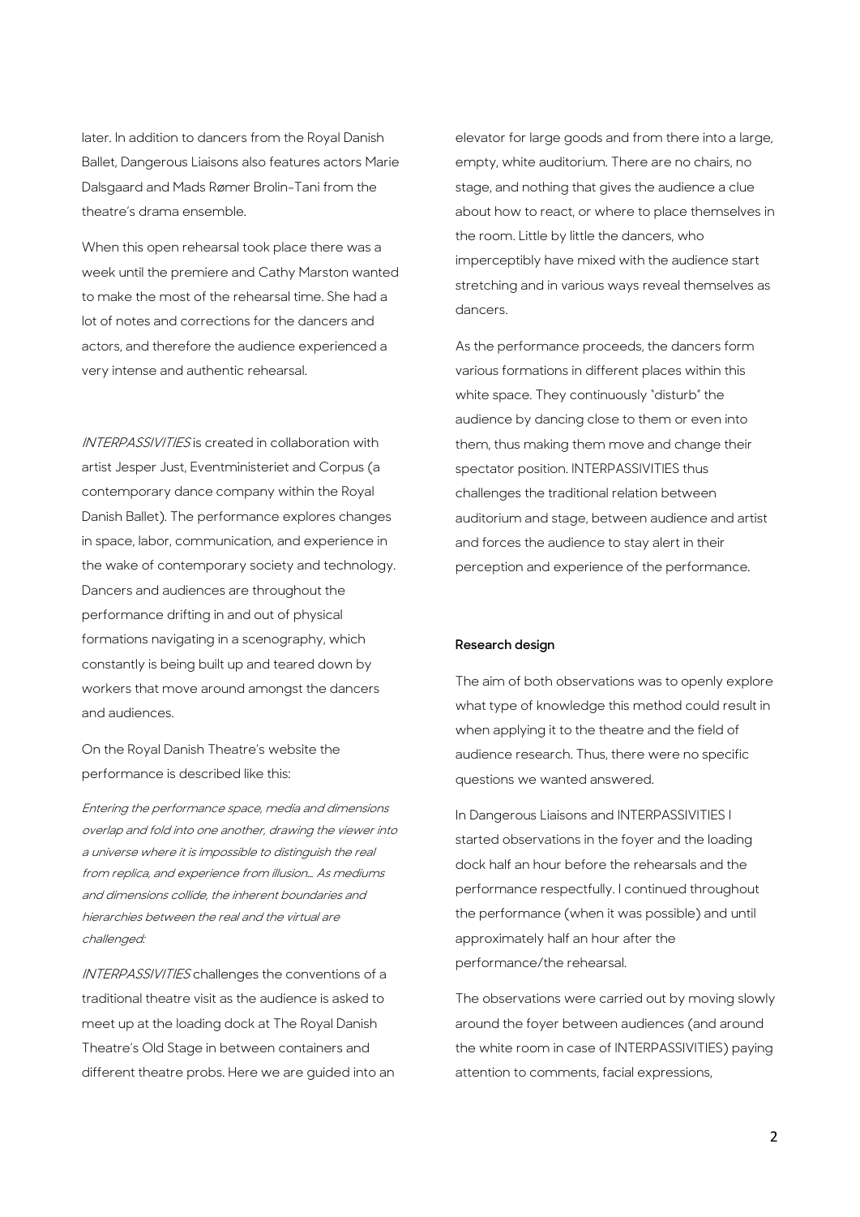later. In addition to dancers from the Royal Danish Ballet, Dangerous Liaisons also features actors Marie Dalsgaard and Mads Rømer Brolin-Tani from the theatre's drama ensemble.

When this open rehearsal took place there was a week until the premiere and Cathy Marston wanted to make the most of the rehearsal time. She had a lot of notes and corrections for the dancers and actors, and therefore the audience experienced a very intense and authentic rehearsal.

*INTERPASSIVITIES* is created in collaboration with artist Jesper Just, Eventministeriet and Corpus (a contemporary dance company within the Royal Danish Ballet). The performance explores changes in space, labor, communication, and experience in the wake of contemporary society and technology. Dancers and audiences are throughout the performance drifting in and out of physical formations navigating in a scenography, which constantly is being built up and teared down by workers that move around amongst the dancers and audiences.

On the Royal Danish Theatre's website the performance is described like this:

*Entering the performance space, media and dimensions overlap and fold into one another, drawing the viewer into a universe where it is impossible to distinguish the real from replica, and experience from illusion… As mediums and dimensions collide, the inherent boundaries and hierarchies between the real and the virtual are challenged:*

*INTERPASSIVITIES* challenges the conventions of a traditional theatre visit as the audience is asked to meet up at the loading dock at The Royal Danish Theatre's Old Stage in between containers and different theatre probs. Here we are guided into an elevator for large goods and from there into a large, empty, white auditorium. There are no chairs, no stage, and nothing that gives the audience a clue about how to react, or where to place themselves in the room. Little by little the dancers, who imperceptibly have mixed with the audience start stretching and in various ways reveal themselves as dancers.

As the performance proceeds, the dancers form various formations in different places within this white space. They continuously "disturb" the audience by dancing close to them or even into them, thus making them move and change their spectator position. INTERPASSIVITIES thus challenges the traditional relation between auditorium and stage, between audience and artist and forces the audience to stay alert in their perception and experience of the performance.

**Research design**

The aim of both observations was to openly explore what type of knowledge this method could result in when applying it to the theatre and the field of audience research. Thus, there were no specific questions we wanted answered.

In Dangerous Liaisons and INTERPASSIVITIES I started observations in the foyer and the loading dock half an hour before the rehearsals and the performance respectfully. I continued throughout the performance (when it was possible) and until approximately half an hour after the performance/the rehearsal.

The observations were carried out by moving slowly around the foyer between audiences (and around the white room in case of INTERPASSIVITIES) paying attention to comments, facial expressions,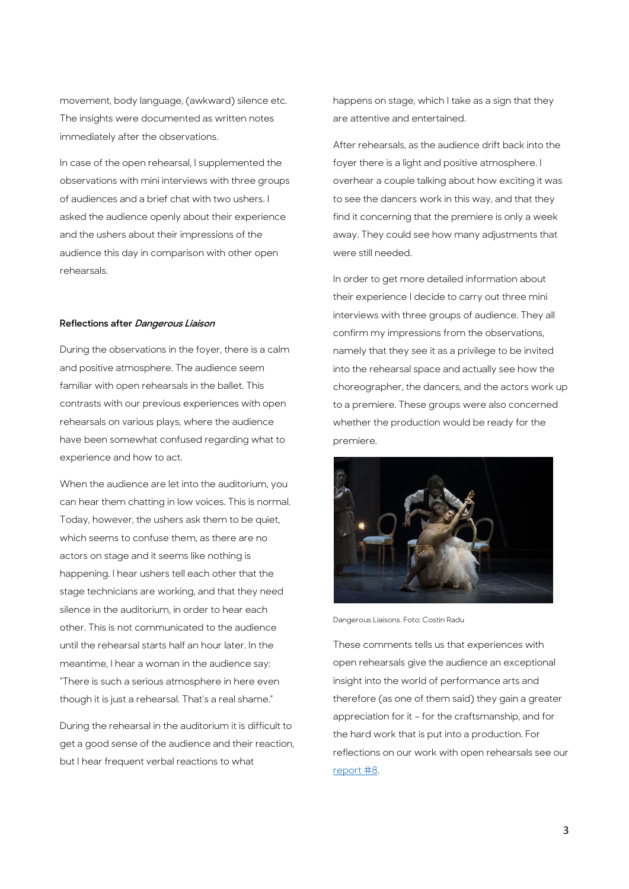movement, body language, (awkward) silence etc. The insights were documented as written notes immediately after the observations.

In case of the open rehearsal, I supplemented the observations with mini interviews with three groups of audiences and a brief chat with two ushers. I asked the audience openly about their experience and the ushers about their impressions of the audience this day in comparison with other open rehearsals.

**Reflections after *Dangerous Liaison***

During the observations in the foyer, there is a calm and positive atmosphere. The audience seem familiar with open rehearsals in the ballet. This contrasts with our previous experiences with open rehearsals on various plays, where the audience have been somewhat confused regarding what to experience and how to act.

When the audience are let into the auditorium, you can hear them chatting in low voices. This is normal. Today, however, the ushers ask them to be quiet, which seems to confuse them, as there are no actors on stage and it seems like nothing is happening. I hear ushers tell each other that the stage technicians are working, and that they need silence in the auditorium, in order to hear each other. This is not communicated to the audience until the rehearsal starts half an hour later. In the meantime, I hear a woman in the audience say: "There is such a serious atmosphere in here even though it is just a rehearsal. That's a real shame."

During the rehearsal in the auditorium it is difficult to get a good sense of the audience and their reaction, but I hear frequent verbal reactions to what happens on stage, which I take as a sign that they are attentive and entertained.

After rehearsals, as the audience drift back into the foyer there is a light and positive atmosphere. I overhear a couple talking about how exciting it was to see the dancers work in this way, and that they find it concerning that the premiere is only a week away. They could see how many adjustments that were still needed.

In order to get more detailed information about their experience I decide to carry out three mini interviews with three groups of audience. They all confirm my impressions from the observations, namely that they see it as a privilege to be invited into the rehearsal space and actually see how the choreographer, the dancers, and the actors work up to a premiere. These groups were also concerned whether the production would be ready for the premiere.

Dangerous Liaisons. Foto: Costin Radu

These comments tells us that experiences with open rehearsals give the audience an exceptional insight into the world of performance arts and therefore (as one of them said) they gain a greater appreciation for it – for the craftsmanship, and for the hard work that is put into a production. For reflections on our work with open rehearsals see our report #8.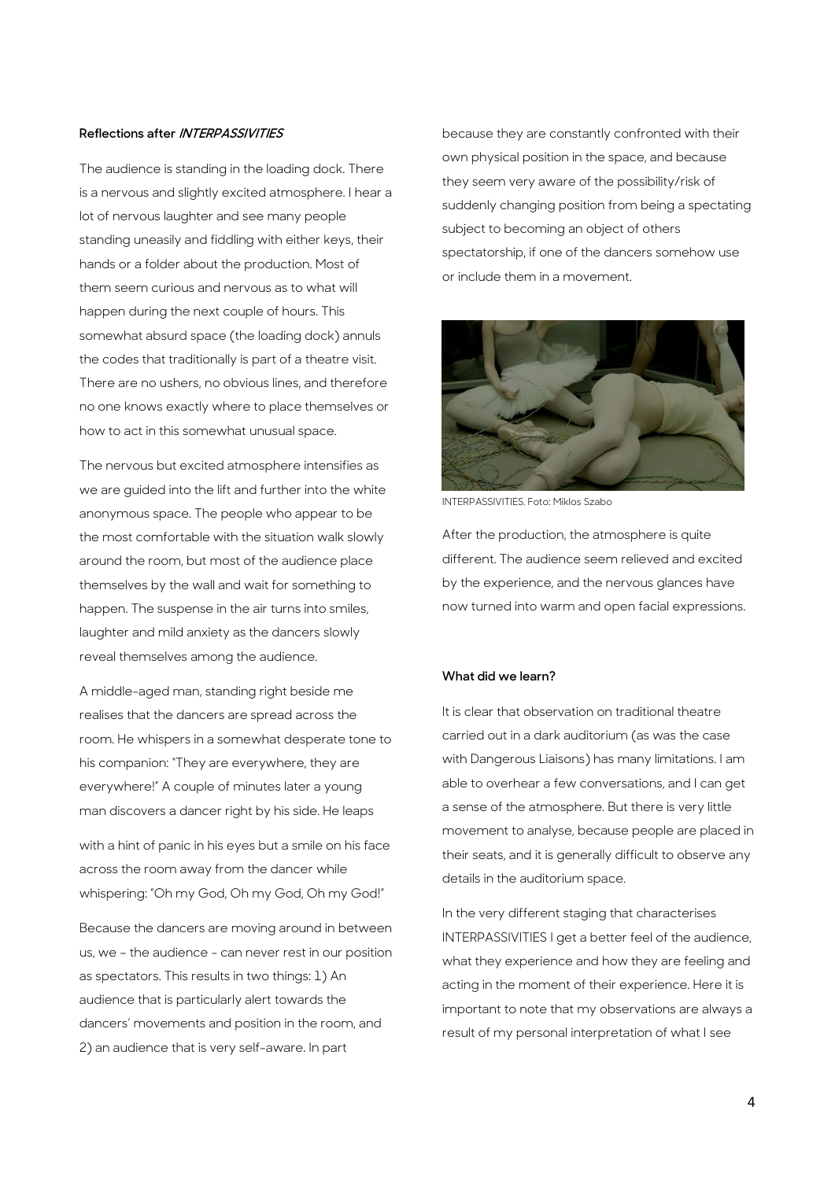**Reflections after *INTERPASSIVITIES***

The audience is standing in the loading dock. There is a nervous and slightly excited atmosphere. I hear a lot of nervous laughter and see many people standing uneasily and fiddling with either keys, their hands or a folder about the production. Most of them seem curious and nervous as to what will happen during the next couple of hours. This somewhat absurd space (the loading dock) annuls the codes that traditionally is part of a theatre visit. There are no ushers, no obvious lines, and therefore no one knows exactly where to place themselves or how to act in this somewhat unusual space.

The nervous but excited atmosphere intensifies as we are guided into the lift and further into the white anonymous space. The people who appear to be the most comfortable with the situation walk slowly around the room, but most of the audience place themselves by the wall and wait for something to happen. The suspense in the air turns into smiles, laughter and mild anxiety as the dancers slowly reveal themselves among the audience.

A middle-aged man, standing right beside me realises that the dancers are spread across the room. He whispers in a somewhat desperate tone to his companion: "They are everywhere, they are everywhere!" A couple of minutes later a young man discovers a dancer right by his side. He leaps with a hint of panic in his eyes but a smile on his face across the room away from the dancer while whispering: "Oh my God, Oh my God, Oh my God!"

Because the dancers are moving around in between us, we – the audience - can never rest in our position as spectators. This results in two things: 1) An audience that is particularly alert towards the dancers' movements and position in the room, and 2) an audience that is very self-aware. In part because they are constantly confronted with their own physical position in the space, and because they seem very aware of the possibility/risk of suddenly changing position from being a spectating subject to becoming an object of others spectatorship, if one of the dancers somehow use or include them in a movement.

INTERPASSIVITIES. Foto: Miklos Szabo

After the production, the atmosphere is quite different. The audience seem relieved and excited by the experience, and the nervous glances have now turned into warm and open facial expressions.

**What did we learn?**

It is clear that observation on traditional theatre carried out in a dark auditorium (as was the case with Dangerous Liaisons) has many limitations. I am able to overhear a few conversations, and I can get a sense of the atmosphere. But there is very little movement to analyse, because people are placed in their seats, and it is generally difficult to observe any details in the auditorium space.

In the very different staging that characterises INTERPASSIVITIES I get a better feel of the audience, what they experience and how they are feeling and acting in the moment of their experience. Here it is important to note that my observations are always a result of my personal interpretation of what I see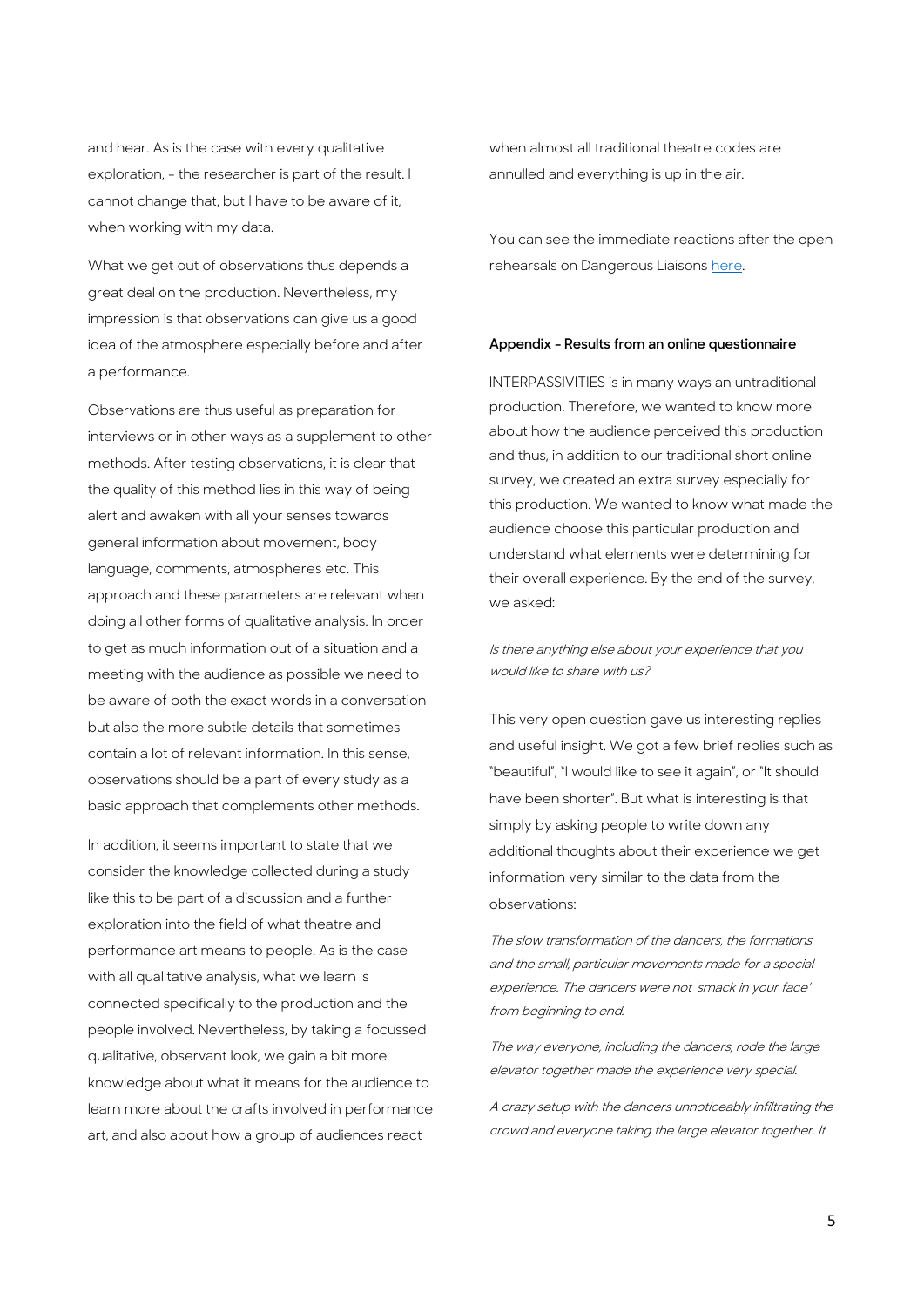and hear. As is the case with every qualitative exploration, - the researcher is part of the result. I cannot change that, but I have to be aware of it, when working with my data.

What we get out of observations thus depends a great deal on the production. Nevertheless, my impression is that observations can give us a good idea of the atmosphere especially before and after a performance.

Observations are thus useful as preparation for interviews or in other ways as a supplement to other methods. After testing observations, it is clear that the quality of this method lies in this way of being alert and awaken with all your senses towards general information about movement, body language, comments, atmospheres etc. This approach and these parameters are relevant when doing all other forms of qualitative analysis. In order to get as much information out of a situation and a meeting with the audience as possible we need to be aware of both the exact words in a conversation but also the more subtle details that sometimes contain a lot of relevant information. In this sense, observations should be a part of every study as a basic approach that complements other methods.

In addition, it seems important to state that we consider the knowledge collected during a study like this to be part of a discussion and a further exploration into the field of what theatre and performance art means to people. As is the case with all qualitative analysis, what we learn is connected specifically to the production and the people involved. Nevertheless, by taking a focussed qualitative, observant look, we gain a bit more knowledge about what it means for the audience to learn more about the crafts involved in performance art, and also about how a group of audiences react when almost all traditional theatre codes are annulled and everything is up in the air.

You can see the immediate reactions after the open rehearsals on Dangerous Liaisons [here](here).

**Appendix - Results from an online questionnaire**

INTERPASSIVITIES is in many ways an untraditional production. Therefore, we wanted to know more about how the audience perceived this production and thus, in addition to our traditional short online survey, we created an extra survey especially for this production. We wanted to know what made the audience choose this particular production and understand what elements were determining for their overall experience. By the end of the survey, we asked:

*Is there anything else about your experience that you would like to share with us?*

This very open question gave us interesting replies and useful insight. We got a few brief replies such as "beautiful", "I would like to see it again", or "It should have been shorter". But what is interesting is that simply by asking people to write down any additional thoughts about their experience we get information very similar to the data from the observations:

*The slow transformation of the dancers, the formations and the small, particular movements made for a special experience. The dancers were not 'smack in your face' from beginning to end.*

*The way everyone, including the dancers, rode the large elevator together made the experience very special.*

*A crazy setup with the dancers unnoticeably infiltrating the crowd and everyone taking the large elevator together. It*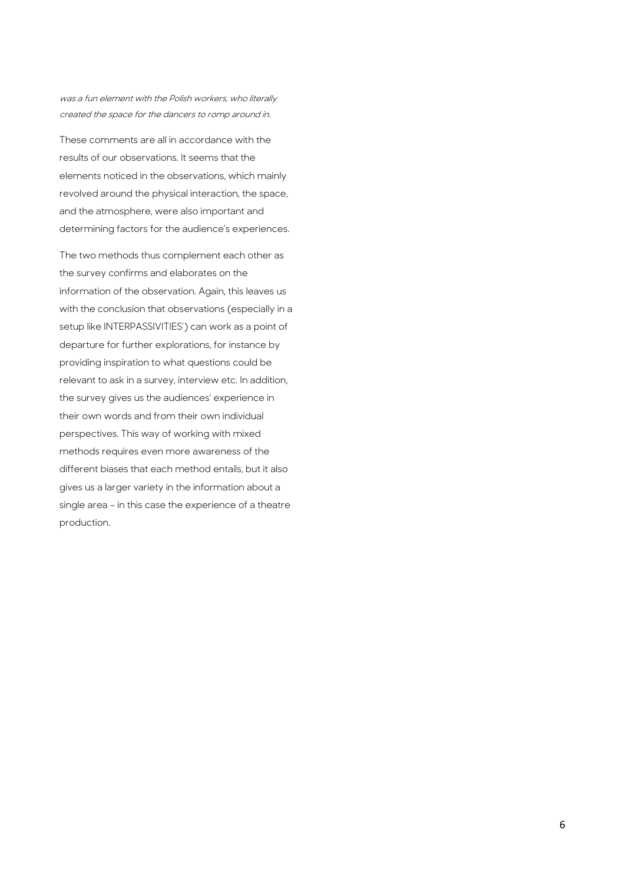*was a fun element with the Polish workers, who literally created the space for the dancers to romp around in.*

These comments are all in accordance with the results of our observations. It seems that the elements noticed in the observations, which mainly revolved around the physical interaction, the space, and the atmosphere, were also important and determining factors for the audience's experiences.

The two methods thus complement each other as the survey confirms and elaborates on the information of the observation. Again, this leaves us with the conclusion that observations (especially in a setup like INTERPASSIVITIES') can work as a point of departure for further explorations, for instance by providing inspiration to what questions could be relevant to ask in a survey, interview etc. In addition, the survey gives us the audiences' experience in their own words and from their own individual perspectives. This way of working with mixed methods requires even more awareness of the different biases that each method entails, but it also gives us a larger variety in the information about a single area – in this case the experience of a theatre production.